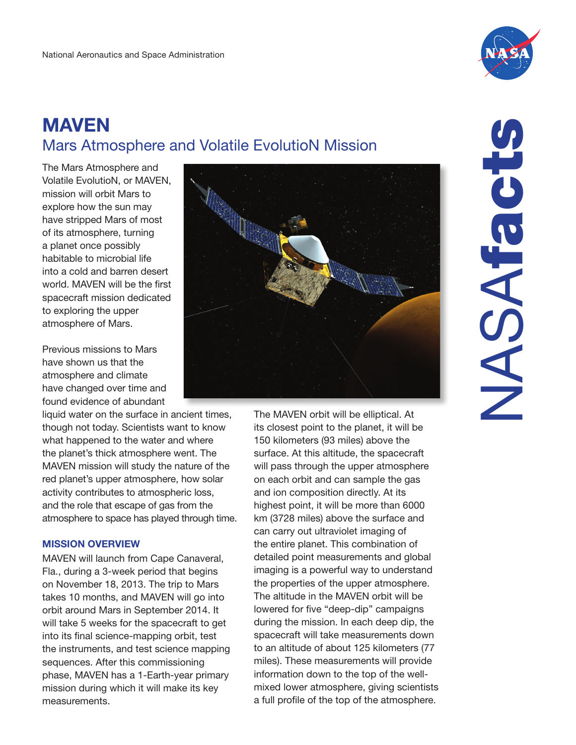National Aeronautics and Space Administration

# MAVEN

## Mars Atmosphere and Volatile EvolutioN Mission

The Mars Atmosphere and Volatile EvolutioN, or MAVEN, mission will orbit Mars to explore how the sun may have stripped Mars of most of its atmosphere, turning a planet once possibly habitable to microbial life into a cold and barren desert world. MAVEN will be the first spacecraft mission dedicated to exploring the upper atmosphere of Mars.

Previous missions to Mars have shown us that the atmosphere and climate have changed over time and found evidence of abundant liquid water on the surface in ancient times, though not today. Scientists want to know what happened to the water and where the planet's thick atmosphere went. The MAVEN mission will study the nature of the red planet's upper atmosphere, how solar activity contributes to atmospheric loss, and the role that escape of gas from the atmosphere to space has played through time.

### MISSION OVERVIEW

MAVEN will launch from Cape Canaveral, Fla., during a 3-week period that begins on November 18, 2013. The trip to Mars takes 10 months, and MAVEN will go into orbit around Mars in September 2014. It will take 5 weeks for the spacecraft to get into its final science-mapping orbit, test the instruments, and test science mapping sequences. After this commissioning phase, MAVEN has a 1-Earth-year primary mission during which it will make its key measurements.

The MAVEN orbit will be elliptical. At its closest point to the planet, it will be 150 kilometers (93 miles) above the surface. At this altitude, the spacecraft will pass through the upper atmosphere on each orbit and can sample the gas and ion composition directly. At its highest point, it will be more than 6000 km (3728 miles) above the surface and can carry out ultraviolet imaging of the entire planet. This combination of detailed point measurements and global imaging is a powerful way to understand the properties of the upper atmosphere. The altitude in the MAVEN orbit will be lowered for five "deep-dip" campaigns during the mission. In each deep dip, the spacecraft will take measurements down to an altitude of about 125 kilometers (77 miles). These measurements will provide information down to the top of the well-mixed lower atmosphere, giving scientists a full profile of the top of the atmosphere.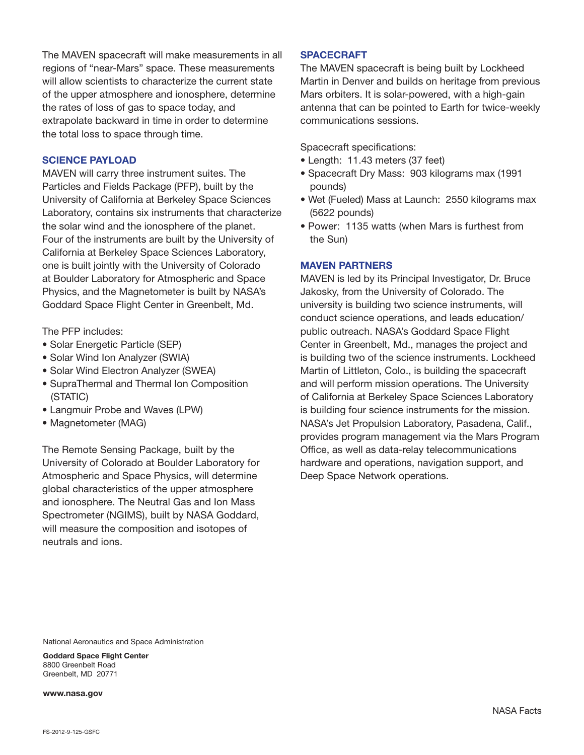The MAVEN spacecraft will make measurements in all regions of "near-Mars" space. These measurements will allow scientists to characterize the current state of the upper atmosphere and ionosphere, determine the rates of loss of gas to space today, and extrapolate backward in time in order to determine the total loss to space through time.

## SCIENCE PAYLOAD

MAVEN will carry three instrument suites. The Particles and Fields Package (PFP), built by the University of California at Berkeley Space Sciences Laboratory, contains six instruments that characterize the solar wind and the ionosphere of the planet. Four of the instruments are built by the University of California at Berkeley Space Sciences Laboratory, one is built jointly with the University of Colorado at Boulder Laboratory for Atmospheric and Space Physics, and the Magnetometer is built by NASA's Goddard Space Flight Center in Greenbelt, Md.

The PFP includes:

- Solar Energetic Particle (SEP)
- Solar Wind Ion Analyzer (SWIA)
- Solar Wind Electron Analyzer (SWEA)
- SupraThermal and Thermal Ion Composition (STATIC)
- Langmuir Probe and Waves (LPW)
- Magnetometer (MAG)

The Remote Sensing Package, built by the University of Colorado at Boulder Laboratory for Atmospheric and Space Physics, will determine global characteristics of the upper atmosphere and ionosphere. The Neutral Gas and Ion Mass Spectrometer (NGIMS), built by NASA Goddard, will measure the composition and isotopes of neutrals and ions.

## SPACECRAFT

The MAVEN spacecraft is being built by Lockheed Martin in Denver and builds on heritage from previous Mars orbiters. It is solar-powered, with a high-gain antenna that can be pointed to Earth for twice-weekly communications sessions.

Spacecraft specifications:

- Length: 11.43 meters (37 feet)
- Spacecraft Dry Mass: 903 kilograms max (1991 pounds)
- Wet (Fueled) Mass at Launch: 2550 kilograms max (5622 pounds)
- Power: 1135 watts (when Mars is furthest from the Sun)

## MAVEN PARTNERS

MAVEN is led by its Principal Investigator, Dr. Bruce Jakosky, from the University of Colorado. The university is building two science instruments, will conduct science operations, and leads education/public outreach. NASA's Goddard Space Flight Center in Greenbelt, Md., manages the project and is building two of the science instruments. Lockheed Martin of Littleton, Colo., is building the spacecraft and will perform mission operations. The University of California at Berkeley Space Sciences Laboratory is building four science instruments for the mission. NASA's Jet Propulsion Laboratory, Pasadena, Calif., provides program management via the Mars Program Office, as well as data-relay telecommunications hardware and operations, navigation support, and Deep Space Network operations.

National Aeronautics and Space Administration

**Goddard Space Flight Center**
8800 Greenbelt Road
Greenbelt, MD 20771

**www.nasa.gov**

NASA Facts

FS-2012-9-125-GSFC